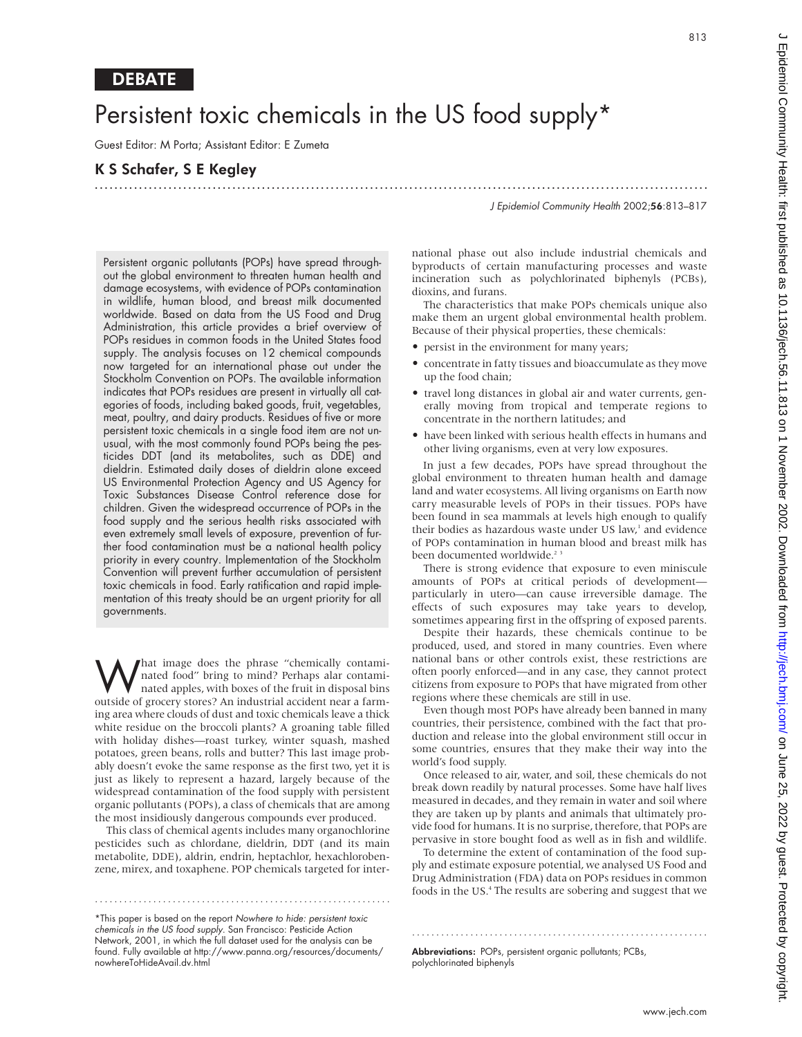DEBATE

# Persistent toxic chemicals in the US food supply*

Guest Editor: M Porta; Assistant Editor: E Zumeta

## K S Schafer, S E Kegley

Persistent organic pollutants (POPs) have spread throughout the global environment to threaten human health and damage ecosystems, with evidence of POPs contamination in wildlife, human blood, and breast milk documented worldwide. Based on data from the US Food and Drug Administration, this article provides a brief overview of POPs residues in common foods in the United States food supply. The analysis focuses on 12 chemical compounds now targeted for an international phase out under the Stockholm Convention on POPs. The available information indicates that POPs residues are present in virtually all categories of foods, including baked goods, fruit, vegetables, meat, poultry, and dairy products. Residues of five or more persistent toxic chemicals in a single food item are not unusual, with the most commonly found POPs being the pesticides DDT (and its metabolites, such as DDE) and dieldrin. Estimated daily doses of dieldrin alone exceed US Environmental Protection Agency and US Agency for Toxic Substances Disease Control reference dose for children. Given the widespread occurrence of POPs in the food supply and the serious health risks associated with even extremely small levels of exposure, prevention of further food contamination must be a national health policy priority in every country. Implementation of the Stockholm Convention will prevent further accumulation of persistent toxic chemicals in food. Early ratification and rapid implementation of this treaty should be an urgent priority for all governments.

What image does the phrase "chemically contaminated food" bring to mind? Perhaps alar contaminated apples, with boxes of the fruit in disposal bins outside of grocery stores? An industrial accident near a farming area where clouds of dust and toxic chemicals leave a thick white residue on the broccoli plants? A groaning table filled with holiday dishes—roast turkey, winter squash, mashed potatoes, green beans, rolls and butter? This last image probably doesn't evoke the same response as the first two, yet it is just as likely to represent a hazard, largely because of the widespread contamination of the food supply with persistent organic pollutants (POPs), a class of chemicals that are among the most insidiously dangerous compounds ever produced.

This class of chemical agents includes many organochlorine pesticides such as chlordane, dieldrin, DDT (and its main metabolite, DDE), aldrin, endrin, heptachlor, hexachlorobenzene, mirex, and toxaphene. POP chemicals targeted for international phase out also include industrial chemicals and byproducts of certain manufacturing processes and waste incineration such as polychlorinated biphenyls (PCBs), dioxins, and furans.

The characteristics that make POPs chemicals unique also make them an urgent global environmental health problem. Because of their physical properties, these chemicals:

- persist in the environment for many years;
- concentrate in fatty tissues and bioaccumulate as they move up the food chain;
- travel long distances in global air and water currents, generally moving from tropical and temperate regions to concentrate in the northern latitudes; and
- have been linked with serious health effects in humans and other living organisms, even at very low exposures.

In just a few decades, POPs have spread throughout the global environment to threaten human health and damage land and water ecosystems. All living organisms on Earth now carry measurable levels of POPs in their tissues. POPs have been found in sea mammals at levels high enough to qualify their bodies as hazardous waste under US law,[1] and evidence of POPs contamination in human blood and breast milk has been documented worldwide.[2 3]

There is strong evidence that exposure to even miniscule amounts of POPs at critical periods of development—particularly in utero—can cause irreversible damage. The effects of such exposures may take years to develop, sometimes appearing first in the offspring of exposed parents.

Despite their hazards, these chemicals continue to be produced, used, and stored in many countries. Even where national bans or other controls exist, these restrictions are often poorly enforced—and in any case, they cannot protect citizens from exposure to POPs that have migrated from other regions where these chemicals are still in use.

Even though most POPs have already been banned in many countries, their persistence, combined with the fact that production and release into the global environment still occur in some countries, ensures that they make their way into the world's food supply.

Once released to air, water, and soil, these chemicals do not break down readily by natural processes. Some have half lives measured in decades, and they remain in water and soil where they are taken up by plants and animals that ultimately provide food for humans. It is no surprise, therefore, that POPs are pervasive in store bought food as well as in fish and wildlife.

To determine the extent of contamination of the food supply and estimate exposure potential, we analysed US Food and Drug Administration (FDA) data on POPs residues in common foods in the US.[4] The results are sobering and suggest that we

*This paper is based on the report *Nowhere to hide: persistent toxic chemicals in the US food supply*. San Francisco: Pesticide Action Network, 2001, in which the full dataset used for the analysis can be found. Fully available at http://www.panna.org/resources/documents/nowhereToHideAvail.dv.html

**Abbreviations:** POPs, persistent organic pollutants; PCBs, polychlorinated biphenyls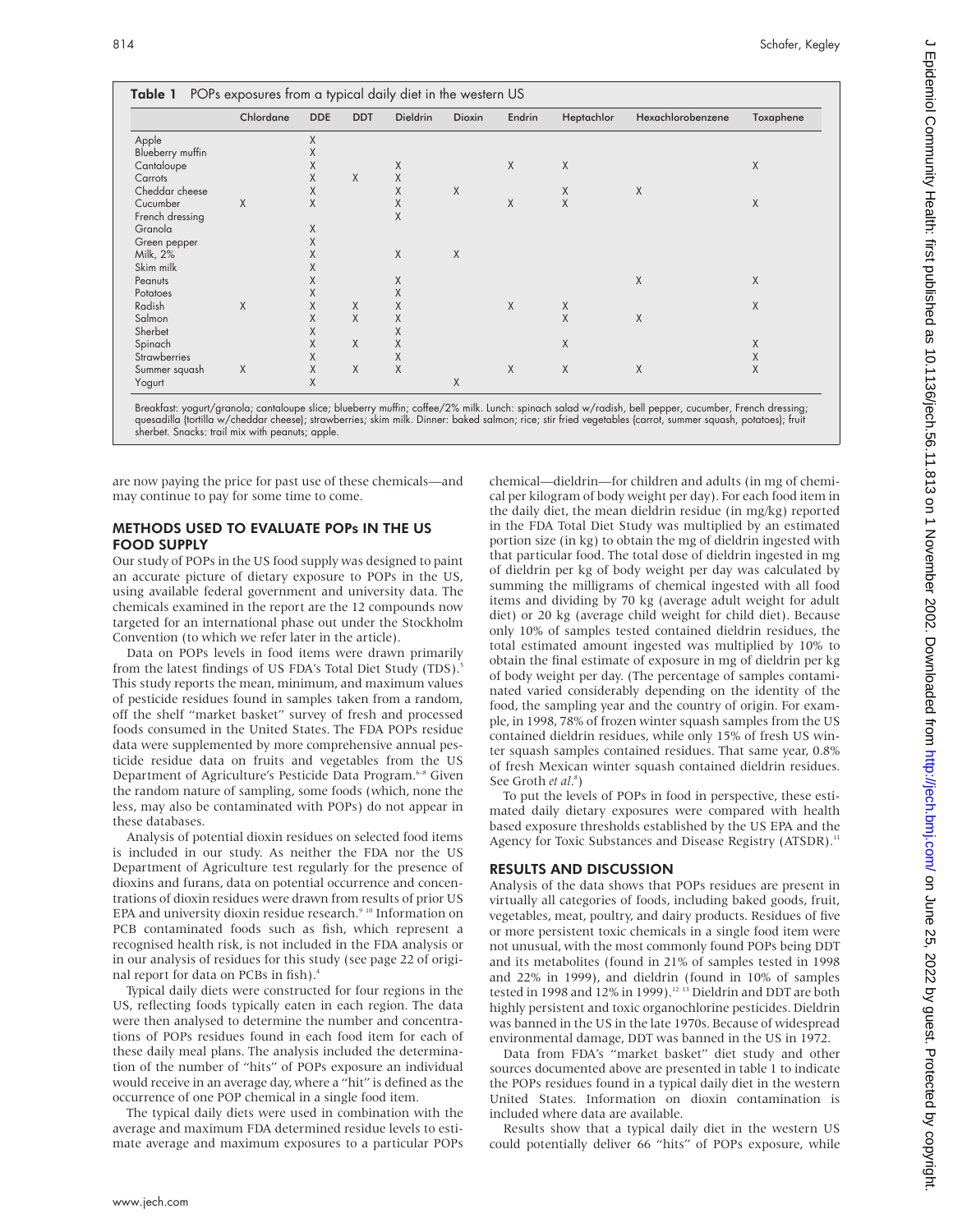**Table 1** POPs exposures from a typical daily diet in the western US

| | Chlordane | DDE | DDT | Dieldrin | Dioxin | Endrin | Heptachlor | Hexachlorobenzene | Toxaphene |
|---|---|---|---|---|---|---|---|---|---|
| Apple | | X | | | | | | | |
| Blueberry muffin | | X | | | | | | | |
| Cantaloupe | | X | | X | | X | X | | X |
| Carrots | | X | X | X | | | | | |
| Cheddar cheese | | X | | X | X | | X | X | |
| Cucumber | X | X | | X | | X | X | | X |
| French dressing | | | | X | | | | | |
| Granola | | X | | | | | | | |
| Green pepper | | X | | | | | | | |
| Milk, 2% | | X | | X | X | | | | |
| Skim milk | | X | | | | | | | |
| Peanuts | | X | | X | | | | X | X |
| Potatoes | | X | | X | | | | | |
| Radish | X | X | X | X | | X | X | | X |
| Salmon | | X | X | X | | | X | X | |
| Sherbet | | X | | X | | | | | |
| Spinach | | X | X | X | | | X | | X |
| Strawberries | | X | | X | | | | | X |
| Summer squash | X | X | X | X | | X | X | X | X |
| Yogurt | | X | | | X | | | | |

Breakfast: yogurt/granola; cantaloupe slice; blueberry muffin; coffee/2% milk. Lunch: spinach salad w/radish, bell pepper, cucumber, French dressing; quesadilla (tortilla w/cheddar cheese); strawberries; skim milk. Dinner: baked salmon; rice; stir fried vegetables (carrot, summer squash, potatoes); fruit sherbet. Snacks: trail mix with peanuts; apple.

are now paying the price for past use of these chemicals—and may continue to pay for some time to come.

## METHODS USED TO EVALUATE POPs IN THE US FOOD SUPPLY

Our study of POPs in the US food supply was designed to paint an accurate picture of dietary exposure to POPs in the US, using available federal government and university data. The chemicals examined in the report are the 12 compounds now targeted for an international phase out under the Stockholm Convention (to which we refer later in the article).

Data on POPs levels in food items were drawn primarily from the latest findings of US FDA's Total Diet Study (TDS).[5] This study reports the mean, minimum, and maximum values of pesticide residues found in samples taken from a random, off the shelf "market basket" survey of fresh and processed foods consumed in the United States. The FDA POPs residue data were supplemented by more comprehensive annual pesticide residue data on fruits and vegetables from the US Department of Agriculture's Pesticide Data Program.[6–8] Given the random nature of sampling, some foods (which, none the less, may also be contaminated with POPs) do not appear in these databases.

Analysis of potential dioxin residues on selected food items is included in our study. As neither the FDA nor the US Department of Agriculture test regularly for the presence of dioxins and furans, data on potential occurrence and concentrations of dioxin residues were drawn from results of prior US EPA and university dioxin residue research.[9 10] Information on PCB contaminated foods such as fish, which represent a recognised health risk, is not included in the FDA analysis or in our analysis of residues for this study (see page 22 of original report for data on PCBs in fish).[4]

Typical daily diets were constructed for four regions in the US, reflecting foods typically eaten in each region. The data were then analysed to determine the number and concentrations of POPs residues found in each food item for each of these daily meal plans. The analysis included the determination of the number of "hits" of POPs exposure an individual would receive in an average day, where a "hit" is defined as the occurrence of one POP chemical in a single food item.

The typical daily diets were used in combination with the average and maximum FDA determined residue levels to estimate average and maximum exposures to a particular POPs chemical—dieldrin—for children and adults (in mg of chemical per kilogram of body weight per day). For each food item in the daily diet, the mean dieldrin residue (in mg/kg) reported in the FDA Total Diet Study was multiplied by an estimated portion size (in kg) to obtain the mg of dieldrin ingested with that particular food. The total dose of dieldrin ingested in mg of dieldrin per kg of body weight per day was calculated by summing the milligrams of chemical ingested with all food items and dividing by 70 kg (average adult weight for adult diet) or 20 kg (average child weight for child diet). Because only 10% of samples tested contained dieldrin residues, the total estimated amount ingested was multiplied by 10% to obtain the final estimate of exposure in mg of dieldrin per kg of body weight per day. (The percentage of samples contaminated varied considerably depending on the identity of the food, the sampling year and the country of origin. For example, in 1998, 78% of frozen winter squash samples from the US contained dieldrin residues, while only 15% of fresh US winter squash samples contained residues. That same year, 0.8% of fresh Mexican winter squash contained dieldrin residues. See Groth *et al*.[8])

To put the levels of POPs in food in perspective, these estimated daily dietary exposures were compared with health based exposure thresholds established by the US EPA and the Agency for Toxic Substances and Disease Registry (ATSDR).[11]

## RESULTS AND DISCUSSION

Analysis of the data shows that POPs residues are present in virtually all categories of foods, including baked goods, fruit, vegetables, meat, poultry, and dairy products. Residues of five or more persistent toxic chemicals in a single food item were not unusual, with the most commonly found POPs being DDT and its metabolites (found in 21% of samples tested in 1998 and 22% in 1999), and dieldrin (found in 10% of samples tested in 1998 and 12% in 1999).[12 13] Dieldrin and DDT are both highly persistent and toxic organochlorine pesticides. Dieldrin was banned in the US in the late 1970s. Because of widespread environmental damage, DDT was banned in the US in 1972.

Data from FDA's "market basket" diet study and other sources documented above are presented in table 1 to indicate the POPs residues found in a typical daily diet in the western United States. Information on dioxin contamination is included where data are available.

Results show that a typical daily diet in the western US could potentially deliver 66 "hits" of POPs exposure, while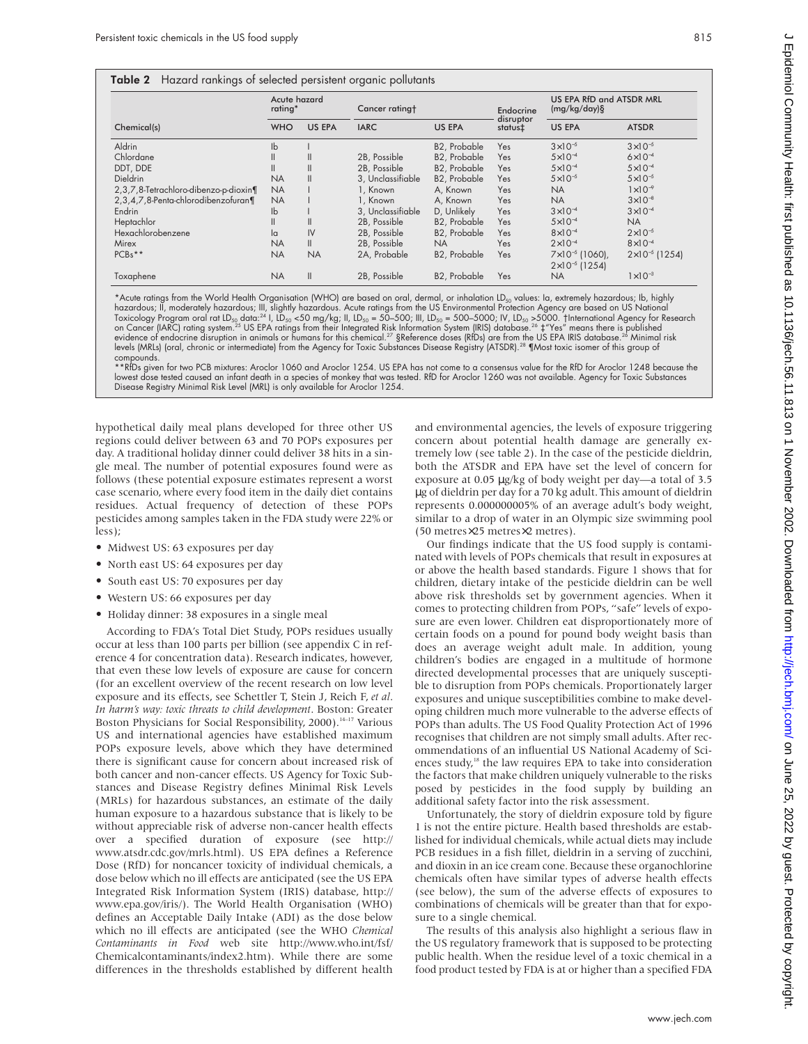**Table 2** Hazard rankings of selected persistent organic pollutants

| Chemical(s) | Acute hazard rating* | | Cancer rating† | | Endocrine disruptor status‡ | US EPA RfD and ATSDR MRL (mg/kg/day)§ | |
|---|---|---|---|---|---|---|---|
| | WHO | US EPA | IARC | US EPA | | US EPA | ATSDR |
| Aldrin | Ib | I | | B2, Probable | Yes | $3\times10^{-5}$ | $3\times10^{-5}$ |
| Chlordane | II | II | 2B, Possible | B2, Probable | Yes | $5\times10^{-4}$ | $6\times10^{-4}$ |
| DDT, DDE | II | II | 2B, Possible | B2, Probable | Yes | $5\times10^{-4}$ | $5\times10^{-4}$ |
| Dieldrin | NA | II | 3, Unclassifiable | B2, Probable | Yes | $5\times10^{-5}$ | $5\times10^{-5}$ |
| 2,3,7,8-Tetrachloro-dibenzo-p-dioxin¶ | NA | I | 1, Known | A, Known | Yes | NA | $1\times10^{-9}$ |
| 2,3,4,7,8-Penta-chlorodibenzofuran¶ | NA | I | 1, Known | A, Known | Yes | NA | $3\times10^{-8}$ |
| Endrin | Ib | I | 3, Unclassifiable | D, Unlikely | Yes | $3\times10^{-4}$ | $3\times10^{-4}$ |
| Heptachlor | II | II | 2B, Possible | B2, Probable | Yes | $5\times10^{-4}$ | NA |
| Hexachlorobenzene | Ia | IV | 2B, Possible | B2, Probable | Yes | $8\times10^{-4}$ | $2\times10^{-5}$ |
| Mirex | NA | II | 2B, Possible | NA | Yes | $2\times10^{-4}$ | $8\times10^{-4}$ |
| PCBs** | NA | NA | 2A, Probable | B2, Probable | Yes | $7\times10^{-5}$ (1060), $2\times10^{-5}$ (1254) | $2\times10^{-5}$ (1254) |
| Toxaphene | NA | II | 2B, Possible | B2, Probable | Yes | NA | $1\times10^{-3}$ |

*Acute ratings from the World Health Organisation (WHO) are based on oral, dermal, or inhalation $LD_{50}$ values: Ia, extremely hazardous; Ib, highly hazardous; II, moderately hazardous; III, slightly hazardous. Acute ratings from the US Environmental Protection Agency are based on US National Toxicology Program oral rat $LD_{50}$ data:[24] I, $LD_{50}$ <50 mg/kg; II, $LD_{50}$ = 50–500; III, $LD_{50}$ = 500–5000; IV, $LD_{50}$ >5000. †International Agency for Research on Cancer (IARC) rating system.[25] US EPA ratings from their Integrated Risk Information System (IRIS) database.[26] ‡"Yes" means there is published evidence of endocrine disruption in animals or humans for this chemical.[27] §Reference doses (RfDs) are from the US EPA IRIS database.[26] Minimal risk levels (MRLs) (oral, chronic or intermediate) from the Agency for Toxic Substances Disease Registry (ATSDR).[28] ¶Most toxic isomer of this group of compounds.
**RfDs given for two PCB mixtures: Aroclor 1060 and Aroclor 1254. US EPA has not come to a consensus value for the RfD for Aroclor 1248 because the lowest dose tested caused an infant death in a species of monkey that was tested. RfD for Aroclor 1260 was not available. Agency for Toxic Substances Disease Registry Minimal Risk Level (MRL) is only available for Aroclor 1254.

hypothetical daily meal plans developed for three other US regions could deliver between 63 and 70 POPs exposures per day. A traditional holiday dinner could deliver 38 hits in a single meal. The number of potential exposures found were as follows (these potential exposure estimates represent a worst case scenario, where every food item in the daily diet contains residues. Actual frequency of detection of these POPs pesticides among samples taken in the FDA study were 22% or less);

- Midwest US: 63 exposures per day
- North east US: 64 exposures per day
- South east US: 70 exposures per day
- Western US: 66 exposures per day
- Holiday dinner: 38 exposures in a single meal

According to FDA's Total Diet Study, POPs residues usually occur at less than 100 parts per billion (see appendix C in reference 4 for concentration data). Research indicates, however, that even these low levels of exposure are cause for concern (for an excellent overview of the recent research on low level exposure and its effects, see Schettler T, Stein J, Reich F, *et al*. *In harm's way: toxic threats to child development*. Boston: Greater Boston Physicians for Social Responsibility, 2000).[14–17] Various US and international agencies have established maximum POPs exposure levels, above which they have determined there is significant cause for concern about increased risk of both cancer and non-cancer effects. US Agency for Toxic Substances and Disease Registry defines Minimal Risk Levels (MRLs) for hazardous substances, an estimate of the daily human exposure to a hazardous substance that is likely to be without appreciable risk of adverse non-cancer health effects over a specified duration of exposure (see http://www.atsdr.cdc.gov/mrls.html). US EPA defines a Reference Dose (RfD) for noncancer toxicity of individual chemicals, a dose below which no ill effects are anticipated (see the US EPA Integrated Risk Information System (IRIS) database, http://www.epa.gov/iris/). The World Health Organisation (WHO) defines an Acceptable Daily Intake (ADI) as the dose below which no ill effects are anticipated (see the WHO *Chemical Contaminants in Food* web site http://www.who.int/fsf/Chemicalcontaminants/index2.htm). While there are some differences in the thresholds established by different health and environmental agencies, the levels of exposure triggering concern about potential health damage are generally extremely low (see table 2). In the case of the pesticide dieldrin, both the ATSDR and EPA have set the level of concern for exposure at 0.05 μg/kg of body weight per day—a total of 3.5 μg of dieldrin per day for a 70 kg adult. This amount of dieldrin represents 0.000000005% of an average adult's body weight, similar to a drop of water in an Olympic size swimming pool (50 metres×25 metres×2 metres).

Our findings indicate that the US food supply is contaminated with levels of POPs chemicals that result in exposures at or above the health based standards. Figure 1 shows that for children, dietary intake of the pesticide dieldrin can be well above risk thresholds set by government agencies. When it comes to protecting children from POPs, "safe" levels of exposure are even lower. Children eat disproportionately more of certain foods on a pound for pound body weight basis than does an average weight adult male. In addition, young children's bodies are engaged in a multitude of hormone directed developmental processes that are uniquely susceptible to disruption from POPs chemicals. Proportionately larger exposures and unique susceptibilities combine to make developing children much more vulnerable to the adverse effects of POPs than adults. The US Food Quality Protection Act of 1996 recognises that children are not simply small adults. After recommendations of an influential US National Academy of Sciences study,[18] the law requires EPA to take into consideration the factors that make children uniquely vulnerable to the risks posed by pesticides in the food supply by building an additional safety factor into the risk assessment.

Unfortunately, the story of dieldrin exposure told by figure 1 is not the entire picture. Health based thresholds are established for individual chemicals, while actual diets may include PCB residues in a fish fillet, dieldrin in a serving of zucchini, and dioxin in an ice cream cone. Because these organochlorine chemicals often have similar types of adverse health effects (see below), the sum of the adverse effects of exposures to combinations of chemicals will be greater than that for exposure to a single chemical.

The results of this analysis also highlight a serious flaw in the US regulatory framework that is supposed to be protecting public health. When the residue level of a toxic chemical in a food product tested by FDA is at or higher than a specified FDA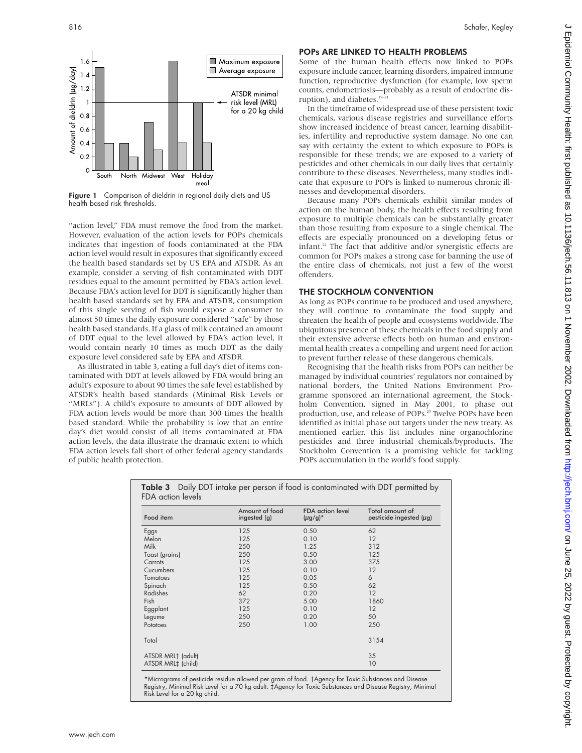1.6
1.4
1.2
1
0.8
0.6
0.4
0.2
0
Amount of dieldrin (µg/day)
South
North
Midwest
West
Holiday meal
Maximum exposure
Average exposure
ATSDR minimal risk level (MRL) for a 20 kg child

**Figure 1** Comparison of dieldrin in regional daily diets and US health based risk thresholds.

"action level," FDA must remove the food from the market. However, evaluation of the action levels for POPs chemicals indicates that ingestion of foods contaminated at the FDA action level would result in exposures that significantly exceed the health based standards set by US EPA and ATSDR. As an example, consider a serving of fish contaminated with DDT residues equal to the amount permitted by FDA's action level. Because FDA's action level for DDT is significantly higher than health based standards set by EPA and ATSDR, consumption of this single serving of fish would expose a consumer to almost 50 times the daily exposure considered "safe" by those health based standards. If a glass of milk contained an amount of DDT equal to the level allowed by FDA's action level, it would contain nearly 10 times as much DDT as the daily exposure level considered safe by EPA and ATSDR.

As illustrated in table 3, eating a full day's diet of items contaminated with DDT at levels allowed by FDA would bring an adult's exposure to about 90 times the safe level established by ATSDR's health based standards (Minimal Risk Levels or "MRLs"). A child's exposure to amounts of DDT allowed by FDA action levels would be more than 300 times the health based standard. While the probability is low that an entire day's diet would consist of all items contaminated at FDA action levels, the data illustrate the dramatic extent to which FDA action levels fall short of other federal agency standards of public health protection.

## POPs ARE LINKED TO HEALTH PROBLEMS

Some of the human health effects now linked to POPs exposure include cancer, learning disorders, impaired immune function, reproductive dysfunction (for example, low sperm counts, endometriosis—probably as a result of endocrine disruption), and diabetes.[19–21]

In the timeframe of widespread use of these persistent toxic chemicals, various disease registries and surveillance efforts show increased incidence of breast cancer, learning disabilities, infertility and reproductive system damage. No one can say with certainty the extent to which exposure to POPs is responsible for these trends; we are exposed to a variety of pesticides and other chemicals in our daily lives that certainly contribute to these diseases. Nevertheless, many studies indicate that exposure to POPs is linked to numerous chronic illnesses and developmental disorders.

Because many POPs chemicals exhibit similar modes of action on the human body, the health effects resulting from exposure to multiple chemicals can be substantially greater than those resulting from exposure to a single chemical. The effects are especially pronounced on a developing fetus or infant.[22] The fact that additive and/or synergistic effects are common for POPs makes a strong case for banning the use of the entire class of chemicals, not just a few of the worst offenders.

## THE STOCKHOLM CONVENTION

As long as POPs continue to be produced and used anywhere, they will continue to contaminate the food supply and threaten the health of people and ecosystems worldwide. The ubiquitous presence of these chemicals in the food supply and their extensive adverse effects both on human and environmental health creates a compelling and urgent need for action to prevent further release of these dangerous chemicals.

Recognising that the health risks from POPs can neither be managed by individual countries' regulators nor contained by national borders, the United Nations Environment Programme sponsored an international agreement, the Stockholm Convention, signed in May 2001, to phase out production, use, and release of POPs.[23] Twelve POPs have been identified as initial phase out targets under the new treaty. As mentioned earlier, this list includes nine organochlorine pesticides and three industrial chemicals/byproducts. The Stockholm Convention is a promising vehicle for tackling POPs accumulation in the world's food supply.

**Table 3** Daily DDT intake per person if food is contaminated with DDT permitted by FDA action levels

| Food item | Amount of food ingested (g) | FDA action level (µg/g)* | Total amount of pesticide ingested (µg) |
|---|---|---|---|
| Eggs | 125 | 0.50 | 62 |
| Melon | 125 | 0.10 | 12 |
| Milk | 250 | 1.25 | 312 |
| Toast (grains) | 250 | 0.50 | 125 |
| Carrots | 125 | 3.00 | 375 |
| Cucumbers | 125 | 0.10 | 12 |
| Tomatoes | 125 | 0.05 | 6 |
| Spinach | 125 | 0.50 | 62 |
| Radishes | 62 | 0.20 | 12 |
| Fish | 372 | 5.00 | 1860 |
| Eggplant | 125 | 0.10 | 12 |
| Legume | 250 | 0.20 | 50 |
| Potatoes | 250 | 1.00 | 250 |
| Total | | | 3154 |
| ATSDR MRL† (adult) | | | 35 |
| ATSDR MRL‡ (child) | | | 10 |

*Micrograms of pesticide residue allowed per gram of food. †Agency for Toxic Substances and Disease Registry, Minimal Risk Level for a 70 kg adult. ‡Agency for Toxic Substances and Disease Registry, Minimal Risk Level for a 20 kg child.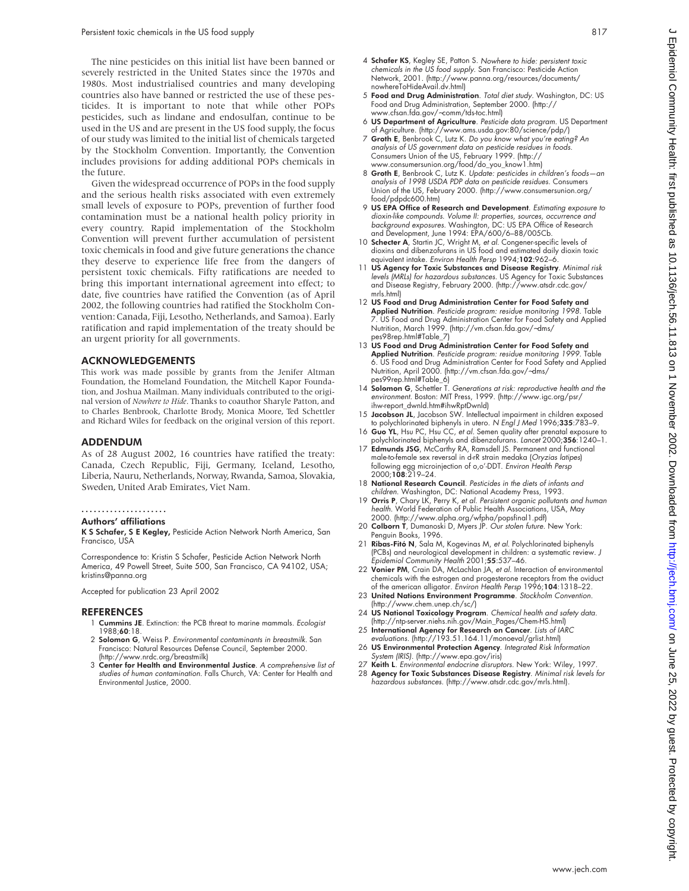The nine pesticides on this initial list have been banned or severely restricted in the United States since the 1970s and 1980s. Most industrialised countries and many developing countries also have banned or restricted the use of these pesticides. It is important to note that while other POPs pesticides, such as lindane and endosulfan, continue to be used in the US and are present in the US food supply, the focus of our study was limited to the initial list of chemicals targeted by the Stockholm Convention. Importantly, the Convention includes provisions for adding additional POPs chemicals in the future.

Given the widespread occurrence of POPs in the food supply and the serious health risks associated with even extremely small levels of exposure to POPs, prevention of further food contamination must be a national health policy priority in every country. Rapid implementation of the Stockholm Convention will prevent further accumulation of persistent toxic chemicals in food and give future generations the chance they deserve to experience life free from the dangers of persistent toxic chemicals. Fifty ratifications are needed to bring this important international agreement into effect; to date, five countries have ratified the Convention (as of April 2002, the following countries had ratified the Stockholm Convention: Canada, Fiji, Lesotho, Netherlands, and Samoa). Early ratification and rapid implementation of the treaty should be an urgent priority for all governments.

## ACKNOWLEDGEMENTS

This work was made possible by grants from the Jenifer Altman Foundation, the Homeland Foundation, the Mitchell Kapor Foundation, and Joshua Mailman. Many individuals contributed to the original version of *Nowhere to Hide*. Thanks to coauthor Sharyle Patton, and to Charles Benbrook, Charlotte Brody, Monica Moore, Ted Schettler and Richard Wiles for feedback on the original version of this report.

## ADDENDUM

As of 28 August 2002, 16 countries have ratified the treaty: Canada, Czech Republic, Fiji, Germany, Iceland, Lesotho, Liberia, Nauru, Netherlands, Norway, Rwanda, Samoa, Slovakia, Sweden, United Arab Emirates, Viet Nam.

### Authors' affiliations

**K S Schafer, S E Kegley,** Pesticide Action Network North America, San Francisco, USA

Correspondence to: Kristin S Schafer, Pesticide Action Network North America, 49 Powell Street, Suite 500, San Francisco, CA 94102, USA; kristins@panna.org

Accepted for publication 23 April 2002

## REFERENCES

1. **Cummins JE**. Extinction: the PCB threat to marine mammals. *Ecologist* 1988;**60**:18.
2. **Solomon G**, Weiss P. *Environmental contaminants in breastmilk*. San Francisco: Natural Resources Defense Council, September 2000. (http://www.nrdc.org/breastmilk)
3. **Center for Health and Environmental Justice**. *A comprehensive list of studies of human contamination*. Falls Church, VA: Center for Health and Environmental Justice, 2000.
4. **Schafer KS**, Kegley SE, Patton S. *Nowhere to hide: persistent toxic chemicals in the US food supply*. San Francisco: Pesticide Action Network, 2001. (http://www.panna.org/resources/documents/nowhereToHideAvail.dv.html)
5. **Food and Drug Administration**. *Total diet study*. Washington, DC: US Food and Drug Administration, September 2000. (http://www.cfsan.fda.gov/~comm/tds-toc.html)
6. **US Department of Agriculture**. *Pesticide data program*. US Department of Agriculture. (http://www.ams.usda.gov:80/science/pdp/)
7. **Groth E**, Benbrook C, Lutz K. *Do you know what you're eating? An analysis of US government data on pesticide residues in foods*. Consumers Union of the US, February 1999. (http://www.consumersunion.org/food/do_you_know1.htm)
8. **Groth E**, Benbrook C, Lutz K. *Update: pesticides in children's foods—an analysis of 1998 USDA PDP data on pesticide residues*. Consumers Union of the US, February 2000. (http://www.consumersunion.org/food/pdpdc600.htm)
9. **US EPA Office of Research and Development**. *Estimating exposure to dioxin-like compounds. Volume II: properties, sources, occurrence and background exposures*. Washington, DC: US EPA Office of Research and Development, June 1994: EPA/600/6–88/005Cb.
10. **Schecter A**, Startin JC, Wright M, *et al*. Congener-specific levels of dioxins and dibenzofurans in US food and estimated daily dioxin toxic equivalent intake. *Environ Health Persp* 1994;**102**:962–6.
11. **US Agency for Toxic Substances and Disease Registry**. *Minimal risk levels (MRLs) for hazardous substances*. US Agency for Toxic Substances and Disease Registry, February 2000. (http://www.atsdr.cdc.gov/mrls.html)
12. **US Food and Drug Administration Center for Food Safety and Applied Nutrition**. *Pesticide program: residue monitoring 1998*. Table 7. US Food and Drug Administration Center for Food Safety and Applied Nutrition, March 1999. (http://vm.cfsan.fda.gov/~dms/pes98rep.html#Table_7)
13. **US Food and Drug Administration Center for Food Safety and Applied Nutrition**. *Pesticide program: residue monitoring 1999*. Table 6. US Food and Drug Administration Center for Food Safety and Applied Nutrition, April 2000. (http://vm.cfsan.fda.gov/~dms/pes99rep.html#Table_6)
14. **Solomon G**, Schettler T. *Generations at risk: reproductive health and the environment*. Boston: MIT Press, 1999. (http://www.igc.org/psr/ihw-report_dwnld.htm#ihwRptDwnld)
15. **Jacobson JL**, Jacobson SW. Intellectual impairment in children exposed to polychlorinated biphenyls in utero. *N Engl J Med* 1996;**335**:783–9.
16. **Guo YL**, Hsu PC, Hsu CC, *et al*. Semen quality after prenatal exposure to polychlorinated biphenyls and dibenzofurans. *Lancet* 2000;**356**:1240–1.
17. **Edmunds JSG**, McCarthy RA, Ramsdell JS. Permanent and functional male-to-female sex reversal in d-rR strain medaka (*Oryzias latipes*) following egg microinjection of o,o'-DDT. *Environ Health Persp* 2000;**108**:219–24.
18. **National Research Council**. *Pesticides in the diets of infants and children*. Washington, DC: National Academy Press, 1993.
19. **Orris P**, Chary LK, Perry K, *et al*. *Persistent organic pollutants and human health*. World Federation of Public Health Associations, USA, May 2000. (http://www.alpha.org/wfpha/popsfinal1.pdf)
20. **Colborn T**, Dumanoski D, Myers JP. *Our stolen future*. New York: Penguin Books, 1996.
21. **Ribas-Fitó N**, Sala M, Kogevinas M, *et al*. Polychlorinated biphenyls (PCBs) and neurological development in children: a systematic review. *J Epidemiol Community Health* 2001;**55**:537–46.
22. **Vonier PM**, Crain DA, McLachlan JA, *et al*. Interaction of environmental chemicals with the estrogen and progesterone receptors from the oviduct of the american alligator. *Environ Health Persp* 1996;**104**:1318–22.
23. **United Nations Environment Programme**. *Stockholm Convention*. (http://www.chem.unep.ch/sc/)
24. **US National Toxicology Program**. *Chemical health and safety data*. (http://ntp-server.niehs.nih.gov/Main_Pages/Chem-HS.html)
25. **International Agency for Research on Cancer**. *Lists of IARC evaluations*. (http://193.51.164.11/monoeval/grlist.html)
26. **US Environmental Protection Agency**. *Integrated Risk Information System (IRIS)*. (http://www.epa.gov/iris)
27. **Keith L**. *Environmental endocrine disruptors*. New York: Wiley, 1997.
28. **Agency for Toxic Substances Disease Registry**. *Minimal risk levels for hazardous substances*. (http://www.atsdr.cdc.gov/mrls.html).